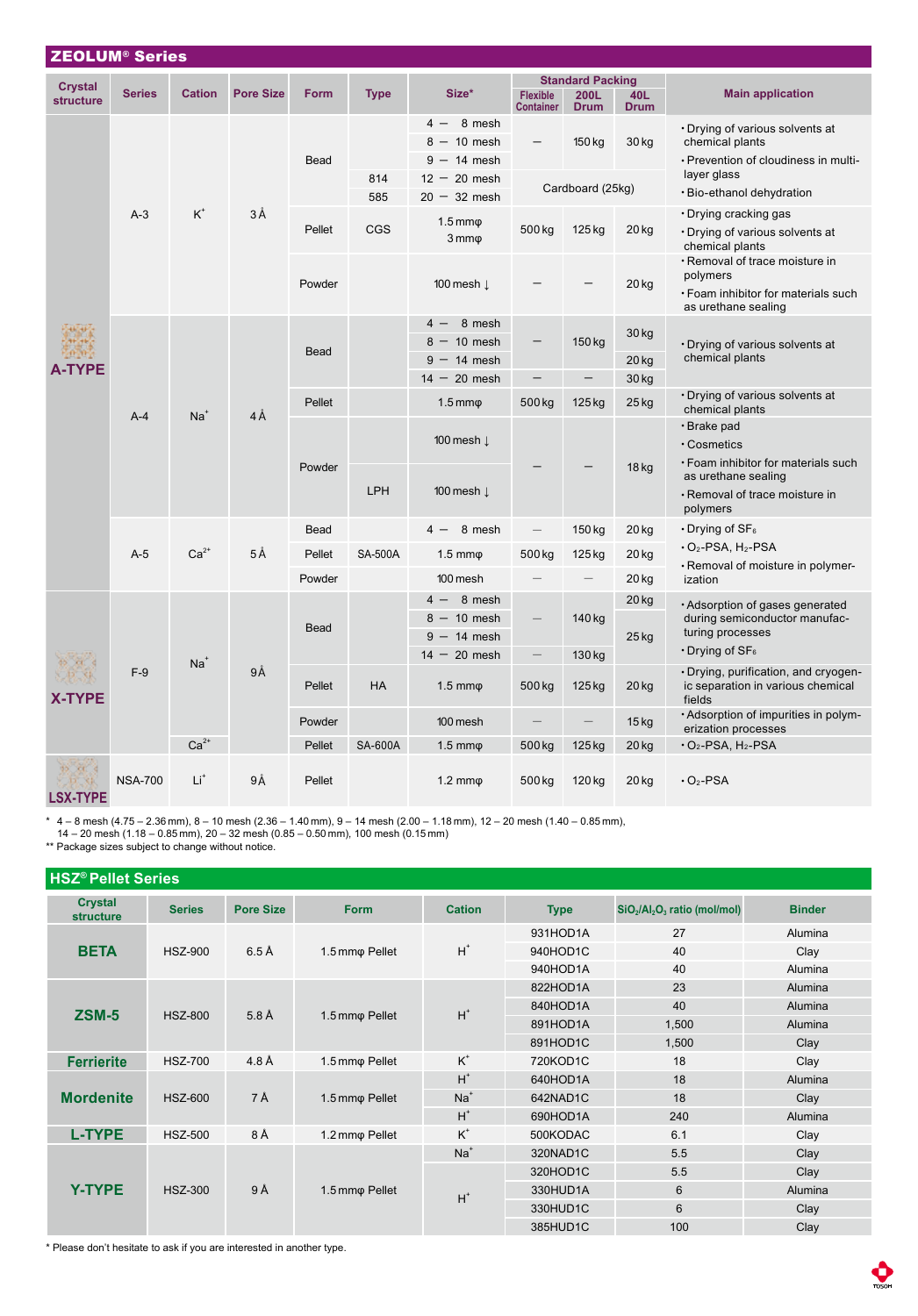## ZEOLUM® Series

| Crystal structure | Series | Cation | Pore Size | Form | Type | Size* | Standard Packing: Flexible Container | Standard Packing: 200L Drum | Standard Packing: 40L Drum | Main application |
|---|---|---|---|---|---|---|---|---|---|---|
| A-TYPE | A-3 | $K^+$ | 3 Å | Bead | | 4 – 8 mesh | – | 150 kg | 30 kg | ･Drying of various solvents at chemical plants ･Prevention of cloudiness in multi-layer glass ･Bio-ethanol dehydration |
| | | | | | | 8 – 10 mesh | | | | |
| | | | | | | 9 – 14 mesh | | | | |
| | | | | | 814 | 12 – 20 mesh | Cardboard (25kg) | | | |
| | | | | | 585 | 20 – 32 mesh | | | | |
| | | | | Pellet | CGS | 1.5 mmφ 3 mmφ | 500 kg | 125 kg | 20 kg | ･Drying cracking gas ･Drying of various solvents at chemical plants |
| | | | | Powder | | 100 mesh ↓ | – | – | 20 kg | ･Removal of trace moisture in polymers ･Foam inhibitor for materials such as urethane sealing |
| | A-4 | $Na^+$ | 4 Å | Bead | | 4 – 8 mesh | – | 150 kg | 30 kg | ･Drying of various solvents at chemical plants |
| | | | | | | 8 – 10 mesh | | | | |
| | | | | | | 9 – 14 mesh | | | 20 kg | |
| | | | | | | 14 – 20 mesh | – | – | 30 kg | |
| | | | | Pellet | | 1.5 mmφ | 500 kg | 125 kg | 25 kg | ･Drying of various solvents at chemical plants |
| | | | | Powder | | 100 mesh ↓ | – | – | 18 kg | ･Brake pad ･Cosmetics ･Foam inhibitor for materials such as urethane sealing ･Removal of trace moisture in polymers |
| | | | | | LPH | 100 mesh ↓ | | | | |
| | A-5 | $Ca^{2+}$ | 5 Å | Bead | | 4 – 8 mesh | – | 150 kg | 20 kg | ･Drying of $SF_6$ ･$O_2$-PSA, $H_2$-PSA ･Removal of moisture in polymerization |
| | | | | Pellet | SA-500A | 1.5 mmφ | 500 kg | 125 kg | 20 kg | |
| | | | | Powder | | 100 mesh | – | – | 20 kg | |
| X-TYPE | F-9 | $Na^+$ | 9 Å | Bead | | 4 – 8 mesh | – | 140 kg | 20 kg | ･Adsorption of gases generated during semiconductor manufacturing processes ･Drying of $SF_6$ |
| | | | | | | 8 – 10 mesh | | | 25 kg | |
| | | | | | | 9 – 14 mesh | | | | |
| | | | | | | 14 – 20 mesh | – | 130 kg | | |
| | | | | Pellet | HA | 1.5 mmφ | 500 kg | 125 kg | 20 kg | ･Drying, purification, and cryogenic separation in various chemical fields |
| | | | | Powder | | 100 mesh | – | – | 15 kg | ･Adsorption of impurities in polymerization processes |
| | | $Ca^{2+}$ | | Pellet | SA-600A | 1.5 mmφ | 500 kg | 125 kg | 20 kg | ･$O_2$-PSA, $H_2$-PSA |
| LSX-TYPE | NSA-700 | $Li^+$ | 9 Å | Pellet | | 1.2 mmφ | 500 kg | 120 kg | 20 kg | ･$O_2$-PSA |

\* 4 – 8 mesh (4.75 – 2.36 mm), 8 – 10 mesh (2.36 – 1.40 mm), 9 – 14 mesh (2.00 – 1.18 mm), 12 – 20 mesh (1.40 – 0.85 mm), 14 – 20 mesh (1.18 – 0.85 mm), 20 – 32 mesh (0.85 – 0.50 mm), 100 mesh (0.15 mm)

\*\* Package sizes subject to change without notice.

## HSZ® Pellet Series

| Crystal structure | Series | Pore Size | Form | Cation | Type | $SiO_2/Al_2O_3$ ratio (mol/mol) | Binder |
|---|---|---|---|---|---|---|---|
| BETA | HSZ-900 | 6.5 Å | 1.5 mmφ Pellet | $H^+$ | 931HOD1A | 27 | Alumina |
| | | | | | 940HOD1C | 40 | Clay |
| | | | | | 940HOD1A | 40 | Alumina |
| ZSM-5 | HSZ-800 | 5.8 Å | 1.5 mmφ Pellet | $H^+$ | 822HOD1A | 23 | Alumina |
| | | | | | 840HOD1A | 40 | Alumina |
| | | | | | 891HOD1A | 1,500 | Alumina |
| | | | | | 891HOD1C | 1,500 | Clay |
| Ferrierite | HSZ-700 | 4.8 Å | 1.5 mmφ Pellet | $K^+$ | 720KOD1C | 18 | Clay |
| Mordenite | HSZ-600 | 7 Å | 1.5 mmφ Pellet | $H^+$ | 640HOD1A | 18 | Alumina |
| | | | | $Na^+$ | 642NAD1C | 18 | Clay |
| | | | | $H^+$ | 690HOD1A | 240 | Alumina |
| L-TYPE | HSZ-500 | 8 Å | 1.2 mmφ Pellet | $K^+$ | 500KODAC | 6.1 | Clay |
| Y-TYPE | HSZ-300 | 9 Å | 1.5 mmφ Pellet | $Na^+$ | 320NAD1C | 5.5 | Clay |
| | | | | $H^+$ | 320HOD1C | 5.5 | Clay |
| | | | | | 330HUD1A | 6 | Alumina |
| | | | | | 330HUD1C | 6 | Clay |
| | | | | | 385HUD1C | 100 | Clay |

\* Please don't hesitate to ask if you are interested in another type.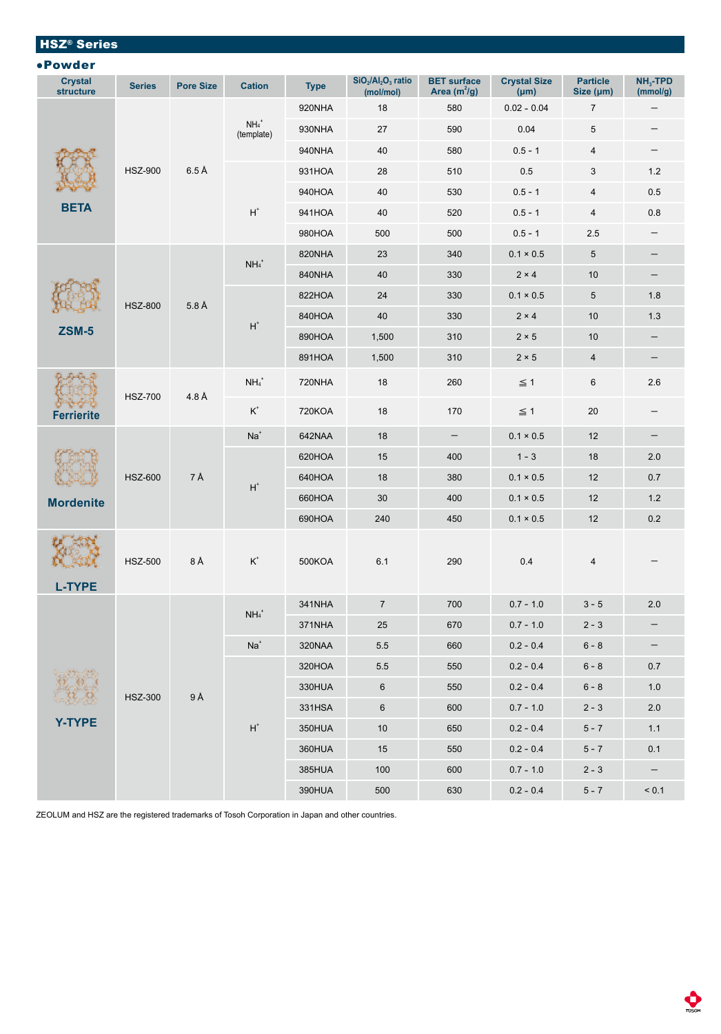## HSZ® Series

**•Powder**

| Crystal structure | Series | Pore Size | Cation | Type | $SiO_2/Al_2O_3$ ratio (mol/mol) | BET surface Area ($m^2/g$) | Crystal Size (μm) | Particle Size (μm) | $NH_3$-TPD (mmol/g) |
|---|---|---|---|---|---|---|---|---|---|
| BETA | HSZ-900 | 6.5 Å | $NH_4^+$ (template) | 920NHA | 18 | 580 | 0.02 - 0.04 | 7 | — |
| | | | | 930NHA | 27 | 590 | 0.04 | 5 | — |
| | | | | 940NHA | 40 | 580 | 0.5 - 1 | 4 | — |
| | | | $H^+$ | 931HOA | 28 | 510 | 0.5 | 3 | 1.2 |
| | | | | 940HOA | 40 | 530 | 0.5 - 1 | 4 | 0.5 |
| | | | | 941HOA | 40 | 520 | 0.5 - 1 | 4 | 0.8 |
| | | | | 980HOA | 500 | 500 | 0.5 - 1 | 2.5 | — |
| ZSM-5 | HSZ-800 | 5.8 Å | $NH_4^+$ | 820NHA | 23 | 340 | 0.1 × 0.5 | 5 | — |
| | | | | 840NHA | 40 | 330 | 2 × 4 | 10 | — |
| | | | $H^+$ | 822HOA | 24 | 330 | 0.1 × 0.5 | 5 | 1.8 |
| | | | | 840HOA | 40 | 330 | 2 × 4 | 10 | 1.3 |
| | | | | 890HOA | 1,500 | 310 | 2 × 5 | 10 | — |
| | | | | 891HOA | 1,500 | 310 | 2 × 5 | 4 | — |
| Ferrierite | HSZ-700 | 4.8 Å | $NH_4^+$ | 720NHA | 18 | 260 | ≦ 1 | 6 | 2.6 |
| | | | $K^+$ | 720KOA | 18 | 170 | ≦ 1 | 20 | — |
| Mordenite | HSZ-600 | 7 Å | $Na^+$ | 642NAA | 18 | — | 0.1 × 0.5 | 12 | — |
| | | | $H^+$ | 620HOA | 15 | 400 | 1 - 3 | 18 | 2.0 |
| | | | | 640HOA | 18 | 380 | 0.1 × 0.5 | 12 | 0.7 |
| | | | | 660HOA | 30 | 400 | 0.1 × 0.5 | 12 | 1.2 |
| | | | | 690HOA | 240 | 450 | 0.1 × 0.5 | 12 | 0.2 |
| L-TYPE | HSZ-500 | 8 Å | $K^+$ | 500KOA | 6.1 | 290 | 0.4 | 4 | — |
| Y-TYPE | HSZ-300 | 9 Å | $NH_4^+$ | 341NHA | 7 | 700 | 0.7 - 1.0 | 3 - 5 | 2.0 |
| | | | | 371NHA | 25 | 670 | 0.7 - 1.0 | 2 - 3 | — |
| | | | $Na^+$ | 320NAA | 5.5 | 660 | 0.2 - 0.4 | 6 - 8 | — |
| | | | $H^+$ | 320HOA | 5.5 | 550 | 0.2 - 0.4 | 6 - 8 | 0.7 |
| | | | | 330HUA | 6 | 550 | 0.2 - 0.4 | 6 - 8 | 1.0 |
| | | | | 331HSA | 6 | 600 | 0.7 - 1.0 | 2 - 3 | 2.0 |
| | | | | 350HUA | 10 | 650 | 0.2 - 0.4 | 5 - 7 | 1.1 |
| | | | | 360HUA | 15 | 550 | 0.2 - 0.4 | 5 - 7 | 0.1 |
| | | | | 385HUA | 100 | 600 | 0.7 - 1.0 | 2 - 3 | — |
| | | | | 390HUA | 500 | 630 | 0.2 - 0.4 | 5 - 7 | < 0.1 |

ZEOLUM and HSZ are the registered trademarks of Tosoh Corporation in Japan and other countries.